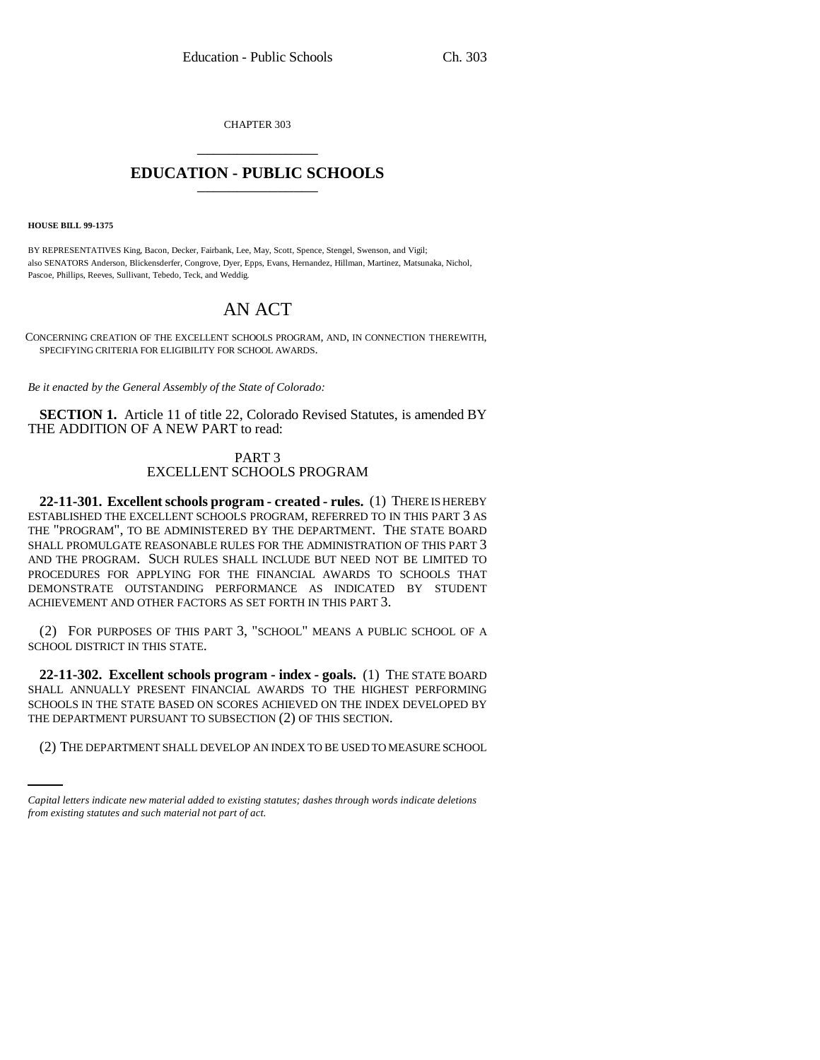CHAPTER 303

# EDUCATION - PUBLIC SCHOOLS

**HOUSE BILL 99-1375**

BY REPRESENTATIVES King, Bacon, Decker, Fairbank, Lee, May, Scott, Spence, Stengel, Swenson, and Vigil;
also SENATORS Anderson, Blickensderfer, Congrove, Dyer, Epps, Evans, Hernandez, Hillman, Martinez, Matsunaka, Nichol, Pascoe, Phillips, Reeves, Sullivant, Tebedo, Teck, and Weddig.

# AN ACT

CONCERNING CREATION OF THE EXCELLENT SCHOOLS PROGRAM, AND, IN CONNECTION THEREWITH, SPECIFYING CRITERIA FOR ELIGIBILITY FOR SCHOOL AWARDS.

*Be it enacted by the General Assembly of the State of Colorado:*

**SECTION 1.** Article 11 of title 22, Colorado Revised Statutes, is amended BY THE ADDITION OF A NEW PART to read:

PART 3
EXCELLENT SCHOOLS PROGRAM

**22-11-301. Excellent schools program - created - rules.** (1) THERE IS HEREBY ESTABLISHED THE EXCELLENT SCHOOLS PROGRAM, REFERRED TO IN THIS PART 3 AS THE "PROGRAM", TO BE ADMINISTERED BY THE DEPARTMENT. THE STATE BOARD SHALL PROMULGATE REASONABLE RULES FOR THE ADMINISTRATION OF THIS PART 3 AND THE PROGRAM. SUCH RULES SHALL INCLUDE BUT NEED NOT BE LIMITED TO PROCEDURES FOR APPLYING FOR THE FINANCIAL AWARDS TO SCHOOLS THAT DEMONSTRATE OUTSTANDING PERFORMANCE AS INDICATED BY STUDENT ACHIEVEMENT AND OTHER FACTORS AS SET FORTH IN THIS PART 3.

(2) FOR PURPOSES OF THIS PART 3, "SCHOOL" MEANS A PUBLIC SCHOOL OF A SCHOOL DISTRICT IN THIS STATE.

**22-11-302. Excellent schools program - index - goals.** (1) THE STATE BOARD SHALL ANNUALLY PRESENT FINANCIAL AWARDS TO THE HIGHEST PERFORMING SCHOOLS IN THE STATE BASED ON SCORES ACHIEVED ON THE INDEX DEVELOPED BY THE DEPARTMENT PURSUANT TO SUBSECTION (2) OF THIS SECTION.

(2) THE DEPARTMENT SHALL DEVELOP AN INDEX TO BE USED TO MEASURE SCHOOL

*Capital letters indicate new material added to existing statutes; dashes through words indicate deletions from existing statutes and such material not part of act.*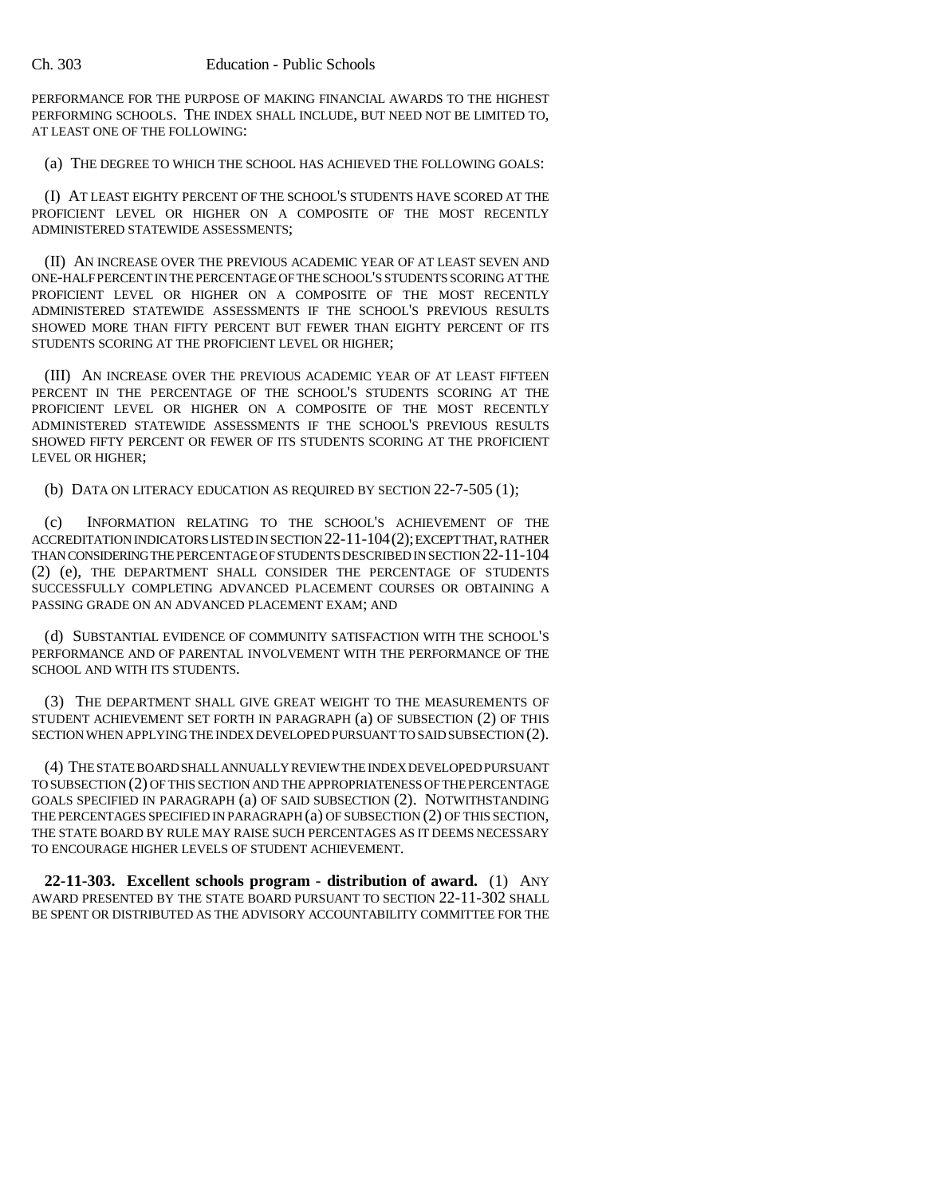PERFORMANCE FOR THE PURPOSE OF MAKING FINANCIAL AWARDS TO THE HIGHEST PERFORMING SCHOOLS. THE INDEX SHALL INCLUDE, BUT NEED NOT BE LIMITED TO, AT LEAST ONE OF THE FOLLOWING:

(a) THE DEGREE TO WHICH THE SCHOOL HAS ACHIEVED THE FOLLOWING GOALS:

(I) AT LEAST EIGHTY PERCENT OF THE SCHOOL'S STUDENTS HAVE SCORED AT THE PROFICIENT LEVEL OR HIGHER ON A COMPOSITE OF THE MOST RECENTLY ADMINISTERED STATEWIDE ASSESSMENTS;

(II) AN INCREASE OVER THE PREVIOUS ACADEMIC YEAR OF AT LEAST SEVEN AND ONE-HALF PERCENT IN THE PERCENTAGE OF THE SCHOOL'S STUDENTS SCORING AT THE PROFICIENT LEVEL OR HIGHER ON A COMPOSITE OF THE MOST RECENTLY ADMINISTERED STATEWIDE ASSESSMENTS IF THE SCHOOL'S PREVIOUS RESULTS SHOWED MORE THAN FIFTY PERCENT BUT FEWER THAN EIGHTY PERCENT OF ITS STUDENTS SCORING AT THE PROFICIENT LEVEL OR HIGHER;

(III) AN INCREASE OVER THE PREVIOUS ACADEMIC YEAR OF AT LEAST FIFTEEN PERCENT IN THE PERCENTAGE OF THE SCHOOL'S STUDENTS SCORING AT THE PROFICIENT LEVEL OR HIGHER ON A COMPOSITE OF THE MOST RECENTLY ADMINISTERED STATEWIDE ASSESSMENTS IF THE SCHOOL'S PREVIOUS RESULTS SHOWED FIFTY PERCENT OR FEWER OF ITS STUDENTS SCORING AT THE PROFICIENT LEVEL OR HIGHER;

(b) DATA ON LITERACY EDUCATION AS REQUIRED BY SECTION 22-7-505 (1);

(c) INFORMATION RELATING TO THE SCHOOL'S ACHIEVEMENT OF THE ACCREDITATION INDICATORS LISTED IN SECTION 22-11-104 (2); EXCEPT THAT, RATHER THAN CONSIDERING THE PERCENTAGE OF STUDENTS DESCRIBED IN SECTION 22-11-104 (2) (e), THE DEPARTMENT SHALL CONSIDER THE PERCENTAGE OF STUDENTS SUCCESSFULLY COMPLETING ADVANCED PLACEMENT COURSES OR OBTAINING A PASSING GRADE ON AN ADVANCED PLACEMENT EXAM; AND

(d) SUBSTANTIAL EVIDENCE OF COMMUNITY SATISFACTION WITH THE SCHOOL'S PERFORMANCE AND OF PARENTAL INVOLVEMENT WITH THE PERFORMANCE OF THE SCHOOL AND WITH ITS STUDENTS.

(3) THE DEPARTMENT SHALL GIVE GREAT WEIGHT TO THE MEASUREMENTS OF STUDENT ACHIEVEMENT SET FORTH IN PARAGRAPH (a) OF SUBSECTION (2) OF THIS SECTION WHEN APPLYING THE INDEX DEVELOPED PURSUANT TO SAID SUBSECTION (2).

(4) THE STATE BOARD SHALL ANNUALLY REVIEW THE INDEX DEVELOPED PURSUANT TO SUBSECTION (2) OF THIS SECTION AND THE APPROPRIATENESS OF THE PERCENTAGE GOALS SPECIFIED IN PARAGRAPH (a) OF SAID SUBSECTION (2). NOTWITHSTANDING THE PERCENTAGES SPECIFIED IN PARAGRAPH (a) OF SUBSECTION (2) OF THIS SECTION, THE STATE BOARD BY RULE MAY RAISE SUCH PERCENTAGES AS IT DEEMS NECESSARY TO ENCOURAGE HIGHER LEVELS OF STUDENT ACHIEVEMENT.

**22-11-303. Excellent schools program - distribution of award.** (1) ANY AWARD PRESENTED BY THE STATE BOARD PURSUANT TO SECTION 22-11-302 SHALL BE SPENT OR DISTRIBUTED AS THE ADVISORY ACCOUNTABILITY COMMITTEE FOR THE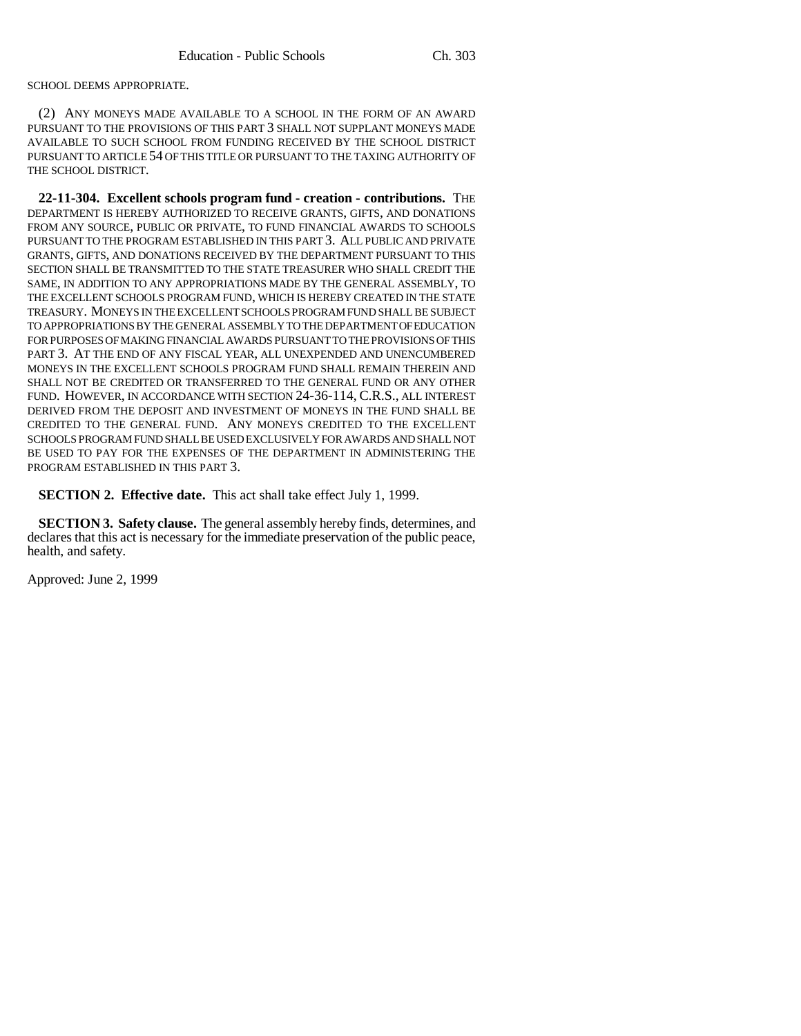SCHOOL DEEMS APPROPRIATE.

(2) ANY MONEYS MADE AVAILABLE TO A SCHOOL IN THE FORM OF AN AWARD PURSUANT TO THE PROVISIONS OF THIS PART 3 SHALL NOT SUPPLANT MONEYS MADE AVAILABLE TO SUCH SCHOOL FROM FUNDING RECEIVED BY THE SCHOOL DISTRICT PURSUANT TO ARTICLE 54 OF THIS TITLE OR PURSUANT TO THE TAXING AUTHORITY OF THE SCHOOL DISTRICT.

**22-11-304. Excellent schools program fund - creation - contributions.** THE DEPARTMENT IS HEREBY AUTHORIZED TO RECEIVE GRANTS, GIFTS, AND DONATIONS FROM ANY SOURCE, PUBLIC OR PRIVATE, TO FUND FINANCIAL AWARDS TO SCHOOLS PURSUANT TO THE PROGRAM ESTABLISHED IN THIS PART 3. ALL PUBLIC AND PRIVATE GRANTS, GIFTS, AND DONATIONS RECEIVED BY THE DEPARTMENT PURSUANT TO THIS SECTION SHALL BE TRANSMITTED TO THE STATE TREASURER WHO SHALL CREDIT THE SAME, IN ADDITION TO ANY APPROPRIATIONS MADE BY THE GENERAL ASSEMBLY, TO THE EXCELLENT SCHOOLS PROGRAM FUND, WHICH IS HEREBY CREATED IN THE STATE TREASURY. MONEYS IN THE EXCELLENT SCHOOLS PROGRAM FUND SHALL BE SUBJECT TO APPROPRIATIONS BY THE GENERAL ASSEMBLY TO THE DEPARTMENT OF EDUCATION FOR PURPOSES OF MAKING FINANCIAL AWARDS PURSUANT TO THE PROVISIONS OF THIS PART 3. AT THE END OF ANY FISCAL YEAR, ALL UNEXPENDED AND UNENCUMBERED MONEYS IN THE EXCELLENT SCHOOLS PROGRAM FUND SHALL REMAIN THEREIN AND SHALL NOT BE CREDITED OR TRANSFERRED TO THE GENERAL FUND OR ANY OTHER FUND. HOWEVER, IN ACCORDANCE WITH SECTION 24-36-114, C.R.S., ALL INTEREST DERIVED FROM THE DEPOSIT AND INVESTMENT OF MONEYS IN THE FUND SHALL BE CREDITED TO THE GENERAL FUND. ANY MONEYS CREDITED TO THE EXCELLENT SCHOOLS PROGRAM FUND SHALL BE USED EXCLUSIVELY FOR AWARDS AND SHALL NOT BE USED TO PAY FOR THE EXPENSES OF THE DEPARTMENT IN ADMINISTERING THE PROGRAM ESTABLISHED IN THIS PART 3.

**SECTION 2. Effective date.** This act shall take effect July 1, 1999.

**SECTION 3. Safety clause.** The general assembly hereby finds, determines, and declares that this act is necessary for the immediate preservation of the public peace, health, and safety.

Approved: June 2, 1999